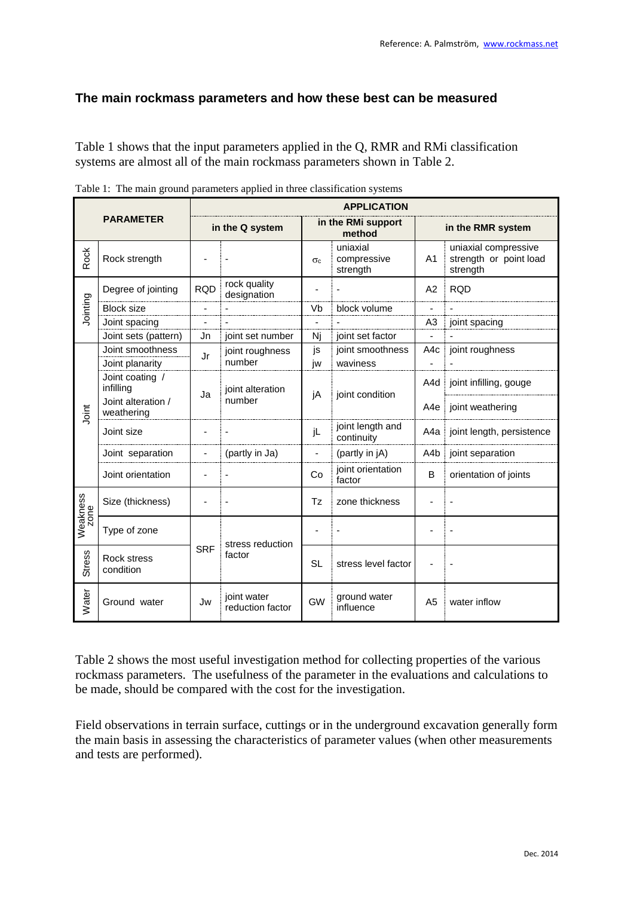## The main rockmass parameters and how these best can be measured

Table 1 shows that the input parameters applied in the Q, RMR and RMi classification systems are almost all of the main rockmass parameters shown in Table 2.

Table 1: The main ground parameters applied in three classification systems

| PARAMETER | | APPLICATION | | | | | |
|---|---|---|---|---|---|---|---|
| | | in the Q system | | in the RMi support method | | in the RMR system | |
| Rock | Rock strength | - | - | $\sigma_c$ | uniaxial compressive strength | A1 | uniaxial compressive strength or point load strength |
| Jointing | Degree of jointing | RQD | rock quality designation | - | - | A2 | RQD |
| | Block size | - | - | Vb | block volume | - | - |
| | Joint spacing | - | - | - | - | A3 | joint spacing |
| | Joint sets (pattern) | Jn | joint set number | Nj | joint set factor | - | - |
| Joint | Joint smoothness | Jr | joint roughness number | js | joint smoothness | A4c | joint roughness |
| | Joint planarity | | | jw | waviness | - | - |
| | Joint coating / infilling | Ja | joint alteration number | jA | joint condition | A4d | joint infilling, gouge |
| | Joint alteration / weathering | | | | | A4e | joint weathering |
| | Joint size | - | - | jL | joint length and continuity | A4a | joint length, persistence |
| | Joint separation | - | (partly in Ja) | - | (partly in jA) | A4b | joint separation |
| | Joint orientation | - | - | Co | joint orientation factor | B | orientation of joints |
| Weakness zone | Size (thickness) | - | - | Tz | zone thickness | - | - |
| | Type of zone | SRF | stress reduction factor | - | - | - | - |
| Stress | Rock stress condition | | | SL | stress level factor | - | - |
| Water | Ground water | Jw | joint water reduction factor | GW | ground water influence | A5 | water inflow |

Table 2 shows the most useful investigation method for collecting properties of the various rockmass parameters. The usefulness of the parameter in the evaluations and calculations to be made, should be compared with the cost for the investigation.

Field observations in terrain surface, cuttings or in the underground excavation generally form the main basis in assessing the characteristics of parameter values (when other measurements and tests are performed).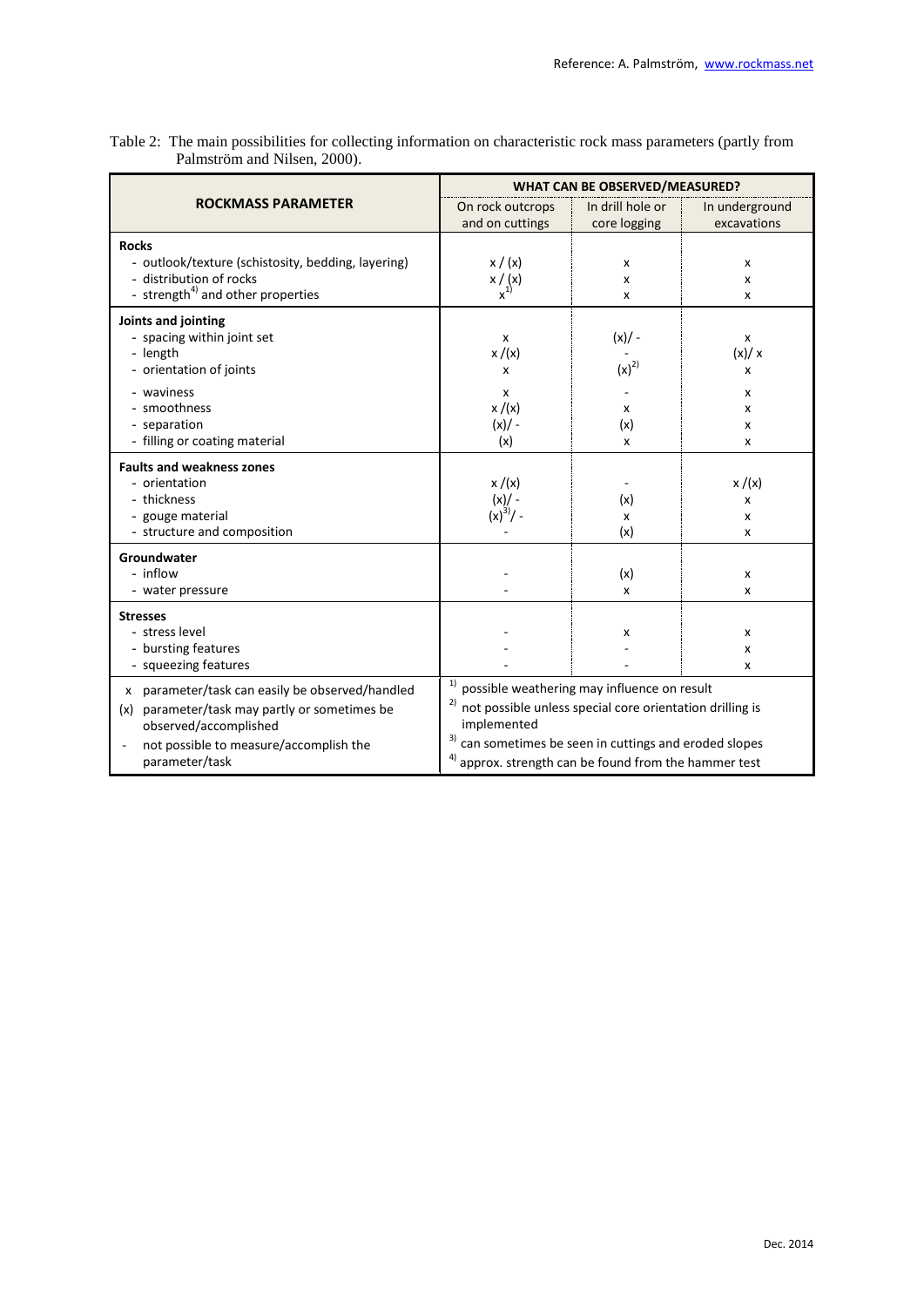Table 2: The main possibilities for collecting information on characteristic rock mass parameters (partly from Palmström and Nilsen, 2000).

| ROCKMASS PARAMETER | WHAT CAN BE OBSERVED/MEASURED? | | |
|---|---|---|---|
| | On rock outcrops and on cuttings | In drill hole or core logging | In underground excavations |
| **Rocks** | | | |
| - outlook/texture (schistosity, bedding, layering) | x / (x) | x | x |
| - distribution of rocks | x / (x) | x | x |
| - strength[4] and other properties | x[1] | x | x |
| **Joints and jointing** | | | |
| - spacing within joint set | x | (x)/ - | x |
| - length | x /(x) | - | (x)/ x |
| - orientation of joints | x | (x)[2] | x |
| - waviness | x | - | x |
| - smoothness | x /(x) | x | x |
| - separation | (x)/ - | (x) | x |
| - filling or coating material | (x) | x | x |
| **Faults and weakness zones** | | | |
| - orientation | x /(x) | - | x /(x) |
| - thickness | (x)/ - | (x) | x |
| - gouge material | (x)[3]/ - | x | x |
| - structure and composition | - | (x) | x |
| **Groundwater** | | | |
| - inflow | - | (x) | x |
| - water pressure | - | x | x |
| **Stresses** | | | |
| - stress level | - | x | x |
| - bursting features | - | - | x |
| - squeezing features | - | - | x |

x parameter/task can easily be observed/handled
(x) parameter/task may partly or sometimes be observed/accomplished
\- not possible to measure/accomplish the parameter/task

[1] possible weathering may influence on result
[2] not possible unless special core orientation drilling is implemented
[3] can sometimes be seen in cuttings and eroded slopes
[4] approx. strength can be found from the hammer test